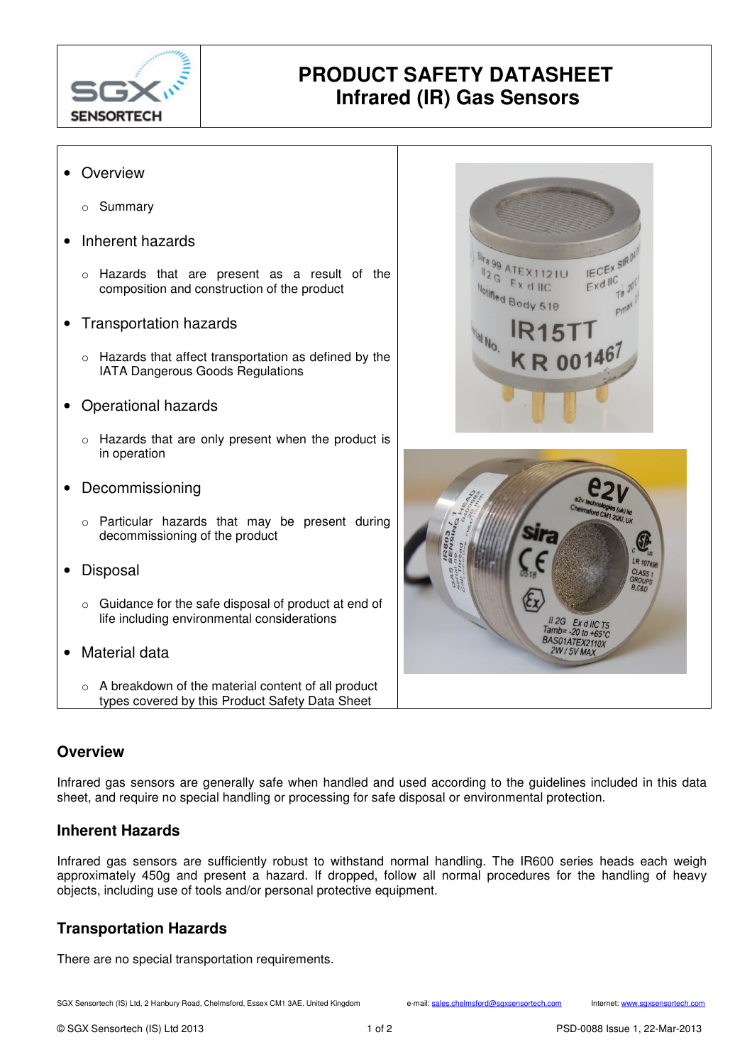# PRODUCT SAFETY DATASHEET
## Infrared (IR) Gas Sensors

- Overview
  - Summary
- Inherent hazards
  - Hazards that are present as a result of the composition and construction of the product
- Transportation hazards
  - Hazards that affect transportation as defined by the IATA Dangerous Goods Regulations
- Operational hazards
  - Hazards that are only present when the product is in operation
- Decommissioning
  - Particular hazards that may be present during decommissioning of the product
- Disposal
  - Guidance for the safe disposal of product at end of life including environmental considerations
- Material data
  - A breakdown of the material content of all product types covered by this Product Safety Data Sheet

### Overview

Infrared gas sensors are generally safe when handled and used according to the guidelines included in this data sheet, and require no special handling or processing for safe disposal or environmental protection.

### Inherent Hazards

Infrared gas sensors are sufficiently robust to withstand normal handling. The IR600 series heads each weigh approximately 450g and present a hazard. If dropped, follow all normal procedures for the handling of heavy objects, including use of tools and/or personal protective equipment.

### Transportation Hazards

There are no special transportation requirements.

SGX Sensortech (IS) Ltd, 2 Hanbury Road, Chelmsford, Essex CM1 3AE. United Kingdom e-mail: sales.chelmsford@sgxsensortech.com Internet: www.sgxsensortech.com

© SGX Sensortech (IS) Ltd 2013 PSD-0088 Issue 1, 22-Mar-2013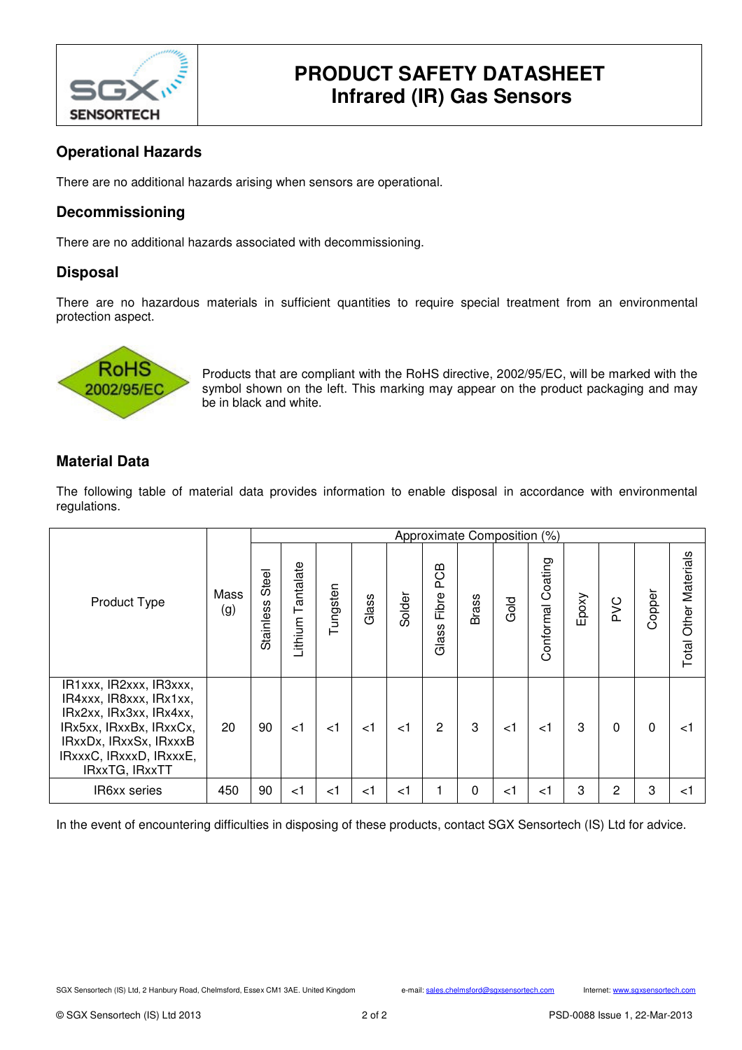# PRODUCT SAFETY DATASHEET
# Infrared (IR) Gas Sensors

## Operational Hazards

There are no additional hazards arising when sensors are operational.

## Decommissioning

There are no additional hazards associated with decommissioning.

## Disposal

There are no hazardous materials in sufficient quantities to require special treatment from an environmental protection aspect.

RoHS 2002/95/EC

Products that are compliant with the RoHS directive, 2002/95/EC, will be marked with the symbol shown on the left. This marking may appear on the product packaging and may be in black and white.

## Material Data

The following table of material data provides information to enable disposal in accordance with environmental regulations.

| Product Type | Mass (g) | Approximate Composition (%) | | | | | | | | | | | | |
|---|---|---|---|---|---|---|---|---|---|---|---|---|---|---|
| | | Stainless Steel | Lithium Tantalate | Tungsten | Glass | Solder | Glass Fibre PCB | Brass | Gold | Conformal Coating | Epoxy | PVC | Copper | Total Other Materials |
| IR1xxx, IR2xxx, IR3xxx, IR4xxx, IR8xxx, IRx1xx, IRx2xx, IRx3xx, IRx4xx, IRx5xx, IRxxBx, IRxxCx, IRxxDx, IRxxSx, IRxxxB IRxxxC, IRxxxD, IRxxxE, IRxxTG, IRxxTT | 20 | 90 | <1 | <1 | <1 | <1 | 2 | 3 | <1 | <1 | 3 | 0 | 0 | <1 |
| IR6xx series | 450 | 90 | <1 | <1 | <1 | <1 | 1 | 0 | <1 | <1 | 3 | 2 | 3 | <1 |

In the event of encountering difficulties in disposing of these products, contact SGX Sensortech (IS) Ltd for advice.

SGX Sensortech (IS) Ltd, 2 Hanbury Road, Chelmsford, Essex CM1 3AE. United Kingdom e-mail: sales.chelmsford@sgxsensortech.com Internet: www.sgxsensortech.com

© SGX Sensortech (IS) Ltd 2013 PSD-0088 Issue 1, 22-Mar-2013